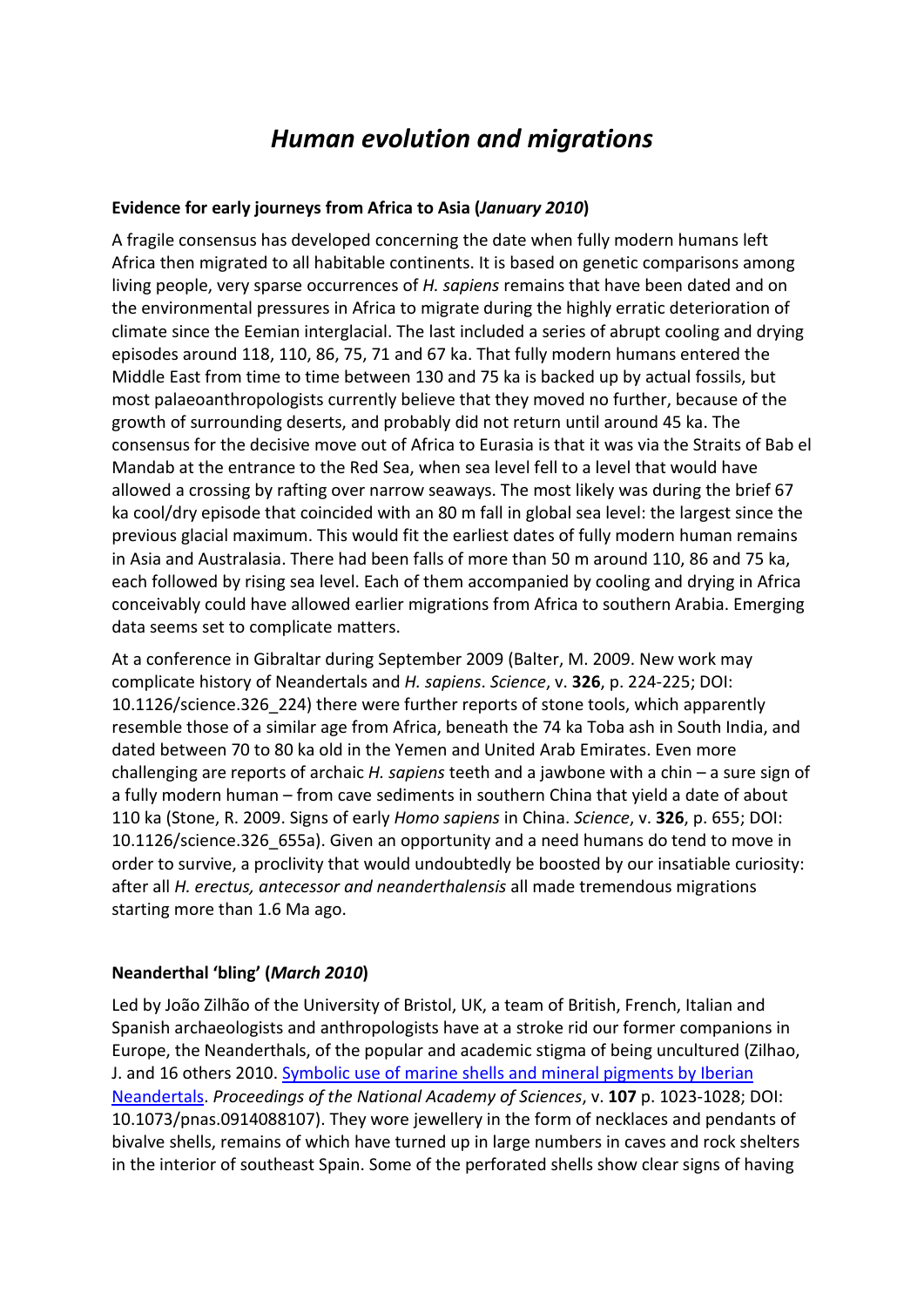# *Human evolution and migrations*

## Evidence for early journeys from Africa to Asia (*January 2010*)

A fragile consensus has developed concerning the date when fully modern humans left Africa then migrated to all habitable continents. It is based on genetic comparisons among living people, very sparse occurrences of *H. sapiens* remains that have been dated and on the environmental pressures in Africa to migrate during the highly erratic deterioration of climate since the Eemian interglacial. The last included a series of abrupt cooling and drying episodes around 118, 110, 86, 75, 71 and 67 ka. That fully modern humans entered the Middle East from time to time between 130 and 75 ka is backed up by actual fossils, but most palaeoanthropologists currently believe that they moved no further, because of the growth of surrounding deserts, and probably did not return until around 45 ka. The consensus for the decisive move out of Africa to Eurasia is that it was via the Straits of Bab el Mandab at the entrance to the Red Sea, when sea level fell to a level that would have allowed a crossing by rafting over narrow seaways. The most likely was during the brief 67 ka cool/dry episode that coincided with an 80 m fall in global sea level: the largest since the previous glacial maximum. This would fit the earliest dates of fully modern human remains in Asia and Australasia. There had been falls of more than 50 m around 110, 86 and 75 ka, each followed by rising sea level. Each of them accompanied by cooling and drying in Africa conceivably could have allowed earlier migrations from Africa to southern Arabia. Emerging data seems set to complicate matters.

At a conference in Gibraltar during September 2009 (Balter, M. 2009. New work may complicate history of Neandertals and *H. sapiens*. *Science*, v. **326**, p. 224-225; DOI: 10.1126/science.326_224) there were further reports of stone tools, which apparently resemble those of a similar age from Africa, beneath the 74 ka Toba ash in South India, and dated between 70 to 80 ka old in the Yemen and United Arab Emirates. Even more challenging are reports of archaic *H. sapiens* teeth and a jawbone with a chin – a sure sign of a fully modern human – from cave sediments in southern China that yield a date of about 110 ka (Stone, R. 2009. Signs of early *Homo sapiens* in China. *Science*, v. **326**, p. 655; DOI: 10.1126/science.326_655a). Given an opportunity and a need humans do tend to move in order to survive, a proclivity that would undoubtedly be boosted by our insatiable curiosity: after all *H. erectus, antecessor and neanderthalensis* all made tremendous migrations starting more than 1.6 Ma ago.

## Neanderthal 'bling' (*March 2010*)

Led by João Zilhão of the University of Bristol, UK, a team of British, French, Italian and Spanish archaeologists and anthropologists have at a stroke rid our former companions in Europe, the Neanderthals, of the popular and academic stigma of being uncultured (Zilhao, J. and 16 others 2010. [Symbolic use of marine shells and mineral pigments by Iberian Neandertals](). *Proceedings of the National Academy of Sciences*, v. **107** p. 1023-1028; DOI: 10.1073/pnas.0914088107). They wore jewellery in the form of necklaces and pendants of bivalve shells, remains of which have turned up in large numbers in caves and rock shelters in the interior of southeast Spain. Some of the perforated shells show clear signs of having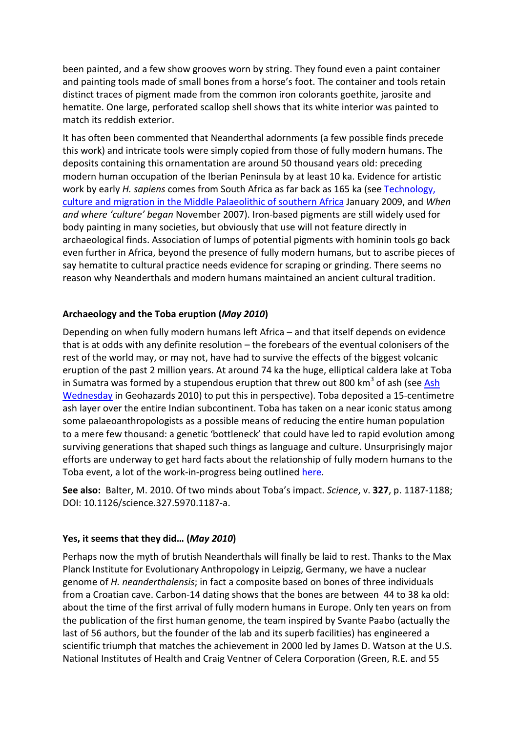been painted, and a few show grooves worn by string. They found even a paint container and painting tools made of small bones from a horse's foot. The container and tools retain distinct traces of pigment made from the common iron colorants goethite, jarosite and hematite. One large, perforated scallop shell shows that its white interior was painted to match its reddish exterior.

It has often been commented that Neanderthal adornments (a few possible finds precede this work) and intricate tools were simply copied from those of fully modern humans. The deposits containing this ornamentation are around 50 thousand years old: preceding modern human occupation of the Iberian Peninsula by at least 10 ka. Evidence for artistic work by early *H. sapiens* comes from South Africa as far back as 165 ka (see Technology, culture and migration in the Middle Palaeolithic of southern Africa January 2009, and *When and where 'culture' began* November 2007). Iron-based pigments are still widely used for body painting in many societies, but obviously that use will not feature directly in archaeological finds. Association of lumps of potential pigments with hominin tools go back even further in Africa, beyond the presence of fully modern humans, but to ascribe pieces of say hematite to cultural practice needs evidence for scraping or grinding. There seems no reason why Neanderthals and modern humans maintained an ancient cultural tradition.

**Archaeology and the Toba eruption (*May 2010*)**

Depending on when fully modern humans left Africa – and that itself depends on evidence that is at odds with any definite resolution – the forebears of the eventual colonisers of the rest of the world may, or may not, have had to survive the effects of the biggest volcanic eruption of the past 2 million years. At around 74 ka the huge, elliptical caldera lake at Toba in Sumatra was formed by a stupendous eruption that threw out 800 km$^3$ of ash (see Ash Wednesday in Geohazards 2010) to put this in perspective). Toba deposited a 15-centimetre ash layer over the entire Indian subcontinent. Toba has taken on a near iconic status among some palaeoanthropologists as a possible means of reducing the entire human population to a mere few thousand: a genetic 'bottleneck' that could have led to rapid evolution among surviving generations that shaped such things as language and culture. Unsurprisingly major efforts are underway to get hard facts about the relationship of fully modern humans to the Toba event, a lot of the work-in-progress being outlined here.

**See also:** Balter, M. 2010. Of two minds about Toba's impact. *Science*, v. **327**, p. 1187-1188; DOI: 10.1126/science.327.5970.1187-a.

**Yes, it seems that they did… (*May 2010*)**

Perhaps now the myth of brutish Neanderthals will finally be laid to rest. Thanks to the Max Planck Institute for Evolutionary Anthropology in Leipzig, Germany, we have a nuclear genome of *H. neanderthalensis*; in fact a composite based on bones of three individuals from a Croatian cave. Carbon-14 dating shows that the bones are between 44 to 38 ka old: about the time of the first arrival of fully modern humans in Europe. Only ten years on from the publication of the first human genome, the team inspired by Svante Paabo (actually the last of 56 authors, but the founder of the lab and its superb facilities) has engineered a scientific triumph that matches the achievement in 2000 led by James D. Watson at the U.S. National Institutes of Health and Craig Ventner of Celera Corporation (Green, R.E. and 55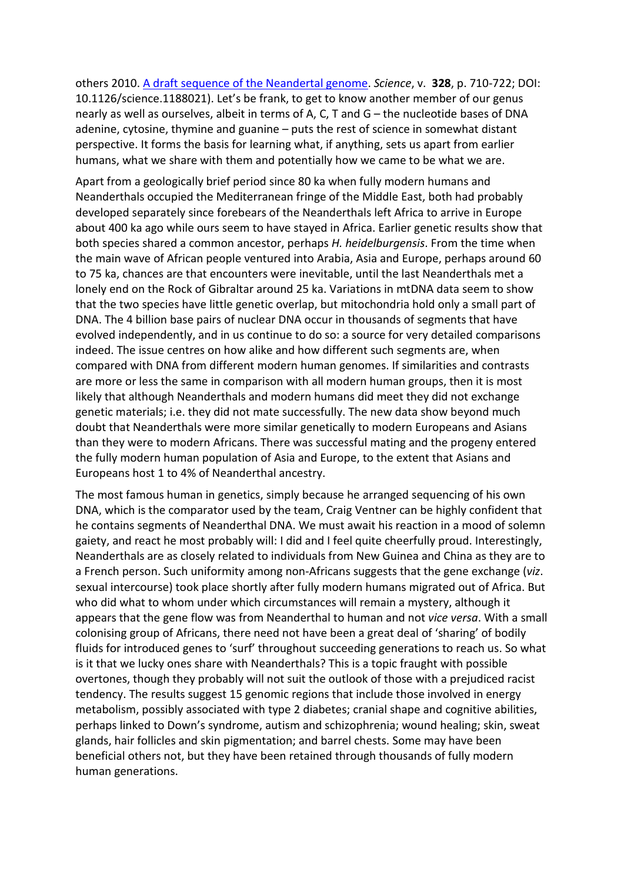others 2010. [A draft sequence of the Neandertal genome](). *Science*, v. **328**, p. 710-722; DOI: 10.1126/science.1188021). Let's be frank, to get to know another member of our genus nearly as well as ourselves, albeit in terms of A, C, T and G – the nucleotide bases of DNA adenine, cytosine, thymine and guanine – puts the rest of science in somewhat distant perspective. It forms the basis for learning what, if anything, sets us apart from earlier humans, what we share with them and potentially how we came to be what we are.

Apart from a geologically brief period since 80 ka when fully modern humans and Neanderthals occupied the Mediterranean fringe of the Middle East, both had probably developed separately since forebears of the Neanderthals left Africa to arrive in Europe about 400 ka ago while ours seem to have stayed in Africa. Earlier genetic results show that both species shared a common ancestor, perhaps *H. heidelburgensis*. From the time when the main wave of African people ventured into Arabia, Asia and Europe, perhaps around 60 to 75 ka, chances are that encounters were inevitable, until the last Neanderthals met a lonely end on the Rock of Gibraltar around 25 ka. Variations in mtDNA data seem to show that the two species have little genetic overlap, but mitochondria hold only a small part of DNA. The 4 billion base pairs of nuclear DNA occur in thousands of segments that have evolved independently, and in us continue to do so: a source for very detailed comparisons indeed. The issue centres on how alike and how different such segments are, when compared with DNA from different modern human genomes. If similarities and contrasts are more or less the same in comparison with all modern human groups, then it is most likely that although Neanderthals and modern humans did meet they did not exchange genetic materials; i.e. they did not mate successfully. The new data show beyond much doubt that Neanderthals were more similar genetically to modern Europeans and Asians than they were to modern Africans. There was successful mating and the progeny entered the fully modern human population of Asia and Europe, to the extent that Asians and Europeans host 1 to 4% of Neanderthal ancestry.

The most famous human in genetics, simply because he arranged sequencing of his own DNA, which is the comparator used by the team, Craig Ventner can be highly confident that he contains segments of Neanderthal DNA. We must await his reaction in a mood of solemn gaiety, and react he most probably will: I did and I feel quite cheerfully proud. Interestingly, Neanderthals are as closely related to individuals from New Guinea and China as they are to a French person. Such uniformity among non-Africans suggests that the gene exchange (*viz*. sexual intercourse) took place shortly after fully modern humans migrated out of Africa. But who did what to whom under which circumstances will remain a mystery, although it appears that the gene flow was from Neanderthal to human and not *vice versa*. With a small colonising group of Africans, there need not have been a great deal of 'sharing' of bodily fluids for introduced genes to 'surf' throughout succeeding generations to reach us. So what is it that we lucky ones share with Neanderthals? This is a topic fraught with possible overtones, though they probably will not suit the outlook of those with a prejudiced racist tendency. The results suggest 15 genomic regions that include those involved in energy metabolism, possibly associated with type 2 diabetes; cranial shape and cognitive abilities, perhaps linked to Down's syndrome, autism and schizophrenia; wound healing; skin, sweat glands, hair follicles and skin pigmentation; and barrel chests. Some may have been beneficial others not, but they have been retained through thousands of fully modern human generations.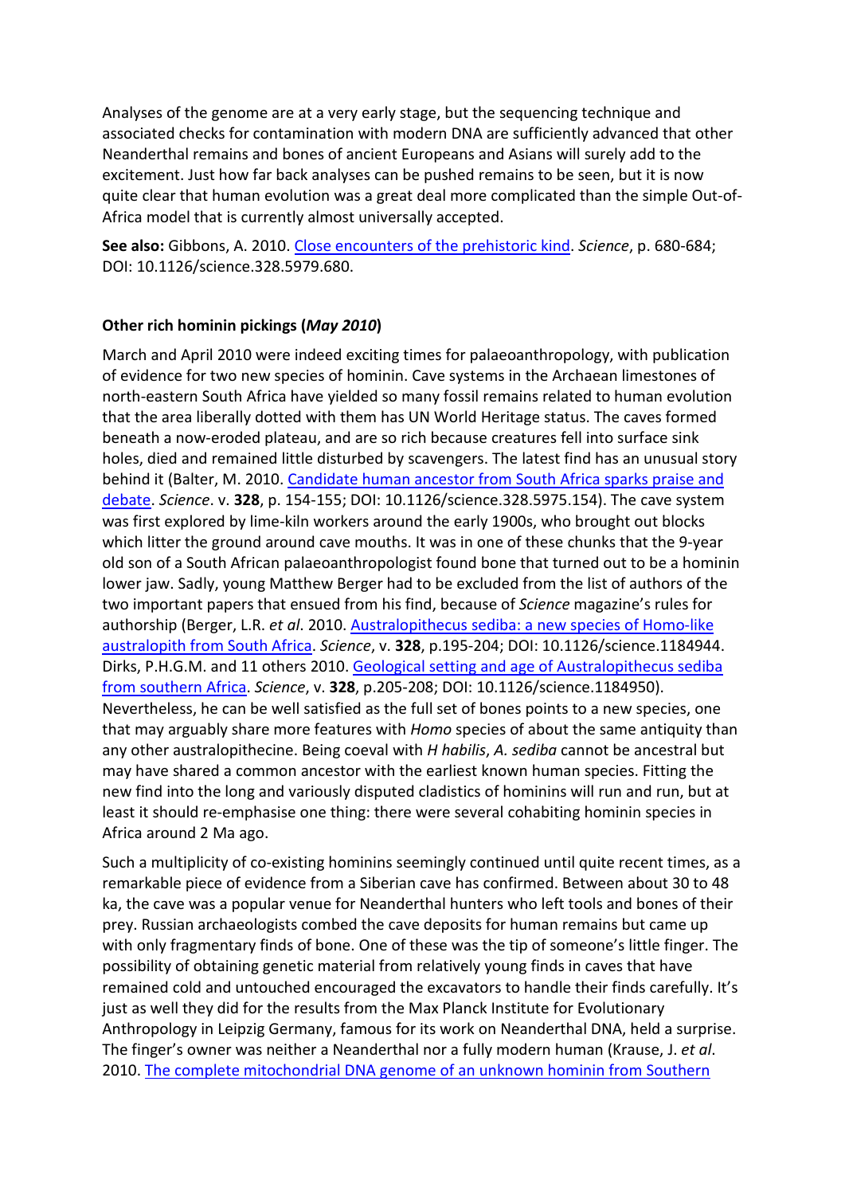Analyses of the genome are at a very early stage, but the sequencing technique and associated checks for contamination with modern DNA are sufficiently advanced that other Neanderthal remains and bones of ancient Europeans and Asians will surely add to the excitement. Just how far back analyses can be pushed remains to be seen, but it is now quite clear that human evolution was a great deal more complicated than the simple Out-of-Africa model that is currently almost universally accepted.

**See also:** Gibbons, A. 2010. Close encounters of the prehistoric kind. *Science*, p. 680-684; DOI: 10.1126/science.328.5979.680.

**Other rich hominin pickings (*May 2010*)**

March and April 2010 were indeed exciting times for palaeoanthropology, with publication of evidence for two new species of hominin. Cave systems in the Archaean limestones of north-eastern South Africa have yielded so many fossil remains related to human evolution that the area liberally dotted with them has UN World Heritage status. The caves formed beneath a now-eroded plateau, and are so rich because creatures fell into surface sink holes, died and remained little disturbed by scavengers. The latest find has an unusual story behind it (Balter, M. 2010. Candidate human ancestor from South Africa sparks praise and debate. *Science*. v. **328**, p. 154-155; DOI: 10.1126/science.328.5975.154). The cave system was first explored by lime-kiln workers around the early 1900s, who brought out blocks which litter the ground around cave mouths. It was in one of these chunks that the 9-year old son of a South African palaeoanthropologist found bone that turned out to be a hominin lower jaw. Sadly, young Matthew Berger had to be excluded from the list of authors of the two important papers that ensued from his find, because of *Science* magazine's rules for authorship (Berger, L.R. *et al*. 2010. Australopithecus sediba: a new species of Homo-like australopith from South Africa. *Science*, v. **328**, p.195-204; DOI: 10.1126/science.1184944. Dirks, P.H.G.M. and 11 others 2010. Geological setting and age of Australopithecus sediba from southern Africa. *Science*, v. **328**, p.205-208; DOI: 10.1126/science.1184950). Nevertheless, he can be well satisfied as the full set of bones points to a new species, one that may arguably share more features with *Homo* species of about the same antiquity than any other australopithecine. Being coeval with *H habilis*, *A. sediba* cannot be ancestral but may have shared a common ancestor with the earliest known human species. Fitting the new find into the long and variously disputed cladistics of hominins will run and run, but at least it should re-emphasise one thing: there were several cohabiting hominin species in Africa around 2 Ma ago.

Such a multiplicity of co-existing hominins seemingly continued until quite recent times, as a remarkable piece of evidence from a Siberian cave has confirmed. Between about 30 to 48 ka, the cave was a popular venue for Neanderthal hunters who left tools and bones of their prey. Russian archaeologists combed the cave deposits for human remains but came up with only fragmentary finds of bone. One of these was the tip of someone's little finger. The possibility of obtaining genetic material from relatively young finds in caves that have remained cold and untouched encouraged the excavators to handle their finds carefully. It's just as well they did for the results from the Max Planck Institute for Evolutionary Anthropology in Leipzig Germany, famous for its work on Neanderthal DNA, held a surprise. The finger's owner was neither a Neanderthal nor a fully modern human (Krause, J. *et al*. 2010. The complete mitochondrial DNA genome of an unknown hominin from Southern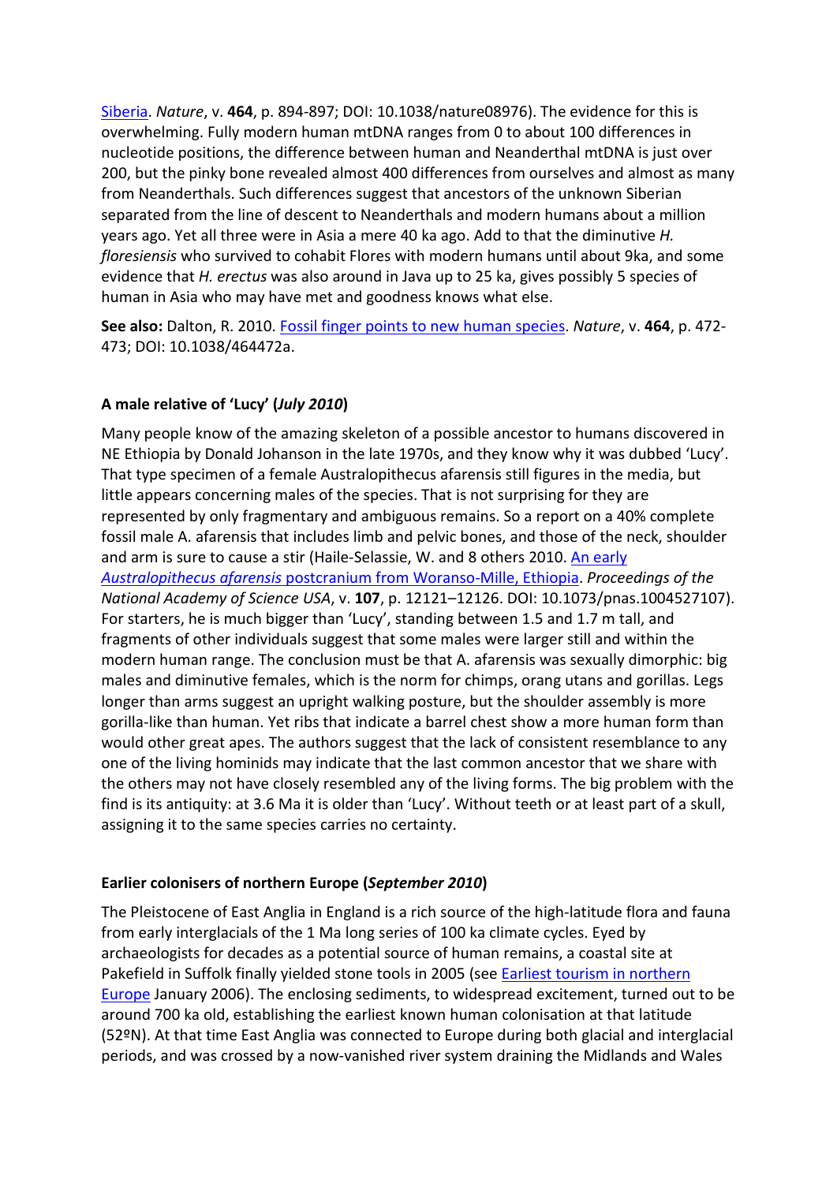Siberia. *Nature*, v. **464**, p. 894-897; DOI: 10.1038/nature08976). The evidence for this is overwhelming. Fully modern human mtDNA ranges from 0 to about 100 differences in nucleotide positions, the difference between human and Neanderthal mtDNA is just over 200, but the pinky bone revealed almost 400 differences from ourselves and almost as many from Neanderthals. Such differences suggest that ancestors of the unknown Siberian separated from the line of descent to Neanderthals and modern humans about a million years ago. Yet all three were in Asia a mere 40 ka ago. Add to that the diminutive *H. floresiensis* who survived to cohabit Flores with modern humans until about 9ka, and some evidence that *H. erectus* was also around in Java up to 25 ka, gives possibly 5 species of human in Asia who may have met and goodness knows what else.

**See also:** Dalton, R. 2010. Fossil finger points to new human species. *Nature*, v. **464**, p. 472-473; DOI: 10.1038/464472a.

### A male relative of 'Lucy' (*July 2010*)

Many people know of the amazing skeleton of a possible ancestor to humans discovered in NE Ethiopia by Donald Johanson in the late 1970s, and they know why it was dubbed 'Lucy'. That type specimen of a female Australopithecus afarensis still figures in the media, but little appears concerning males of the species. That is not surprising for they are represented by only fragmentary and ambiguous remains. So a report on a 40% complete fossil male A. afarensis that includes limb and pelvic bones, and those of the neck, shoulder and arm is sure to cause a stir (Haile-Selassie, W. and 8 others 2010. An early *Australopithecus afarensis* postcranium from Woranso-Mille, Ethiopia. *Proceedings of the National Academy of Science USA*, v. **107**, p. 12121–12126. DOI: 10.1073/pnas.1004527107). For starters, he is much bigger than 'Lucy', standing between 1.5 and 1.7 m tall, and fragments of other individuals suggest that some males were larger still and within the modern human range. The conclusion must be that A. afarensis was sexually dimorphic: big males and diminutive females, which is the norm for chimps, orang utans and gorillas. Legs longer than arms suggest an upright walking posture, but the shoulder assembly is more gorilla-like than human. Yet ribs that indicate a barrel chest show a more human form than would other great apes. The authors suggest that the lack of consistent resemblance to any one of the living hominids may indicate that the last common ancestor that we share with the others may not have closely resembled any of the living forms. The big problem with the find is its antiquity: at 3.6 Ma it is older than 'Lucy'. Without teeth or at least part of a skull, assigning it to the same species carries no certainty.

### Earlier colonisers of northern Europe (*September 2010*)

The Pleistocene of East Anglia in England is a rich source of the high-latitude flora and fauna from early interglacials of the 1 Ma long series of 100 ka climate cycles. Eyed by archaeologists for decades as a potential source of human remains, a coastal site at Pakefield in Suffolk finally yielded stone tools in 2005 (see Earliest tourism in northern Europe January 2006). The enclosing sediments, to widespread excitement, turned out to be around 700 ka old, establishing the earliest known human colonisation at that latitude (52ºN). At that time East Anglia was connected to Europe during both glacial and interglacial periods, and was crossed by a now-vanished river system draining the Midlands and Wales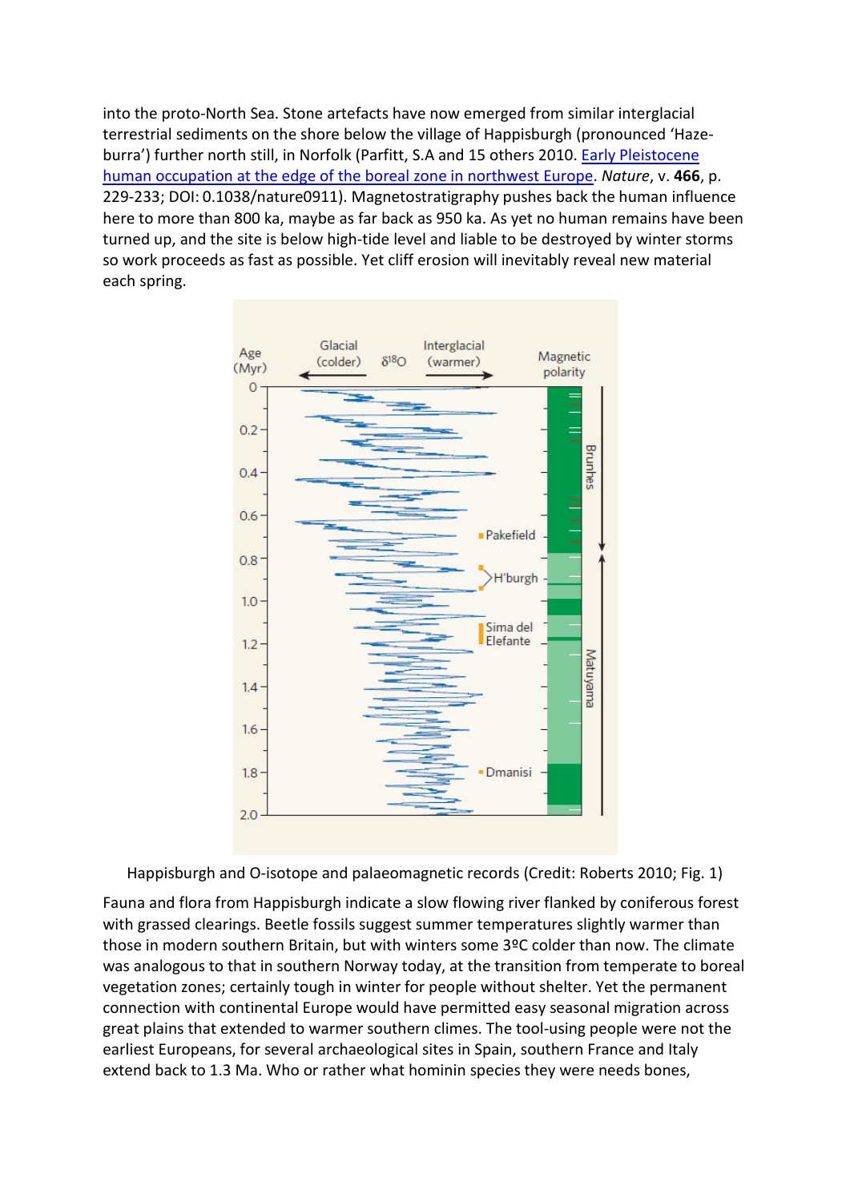into the proto-North Sea. Stone artefacts have now emerged from similar interglacial terrestrial sediments on the shore below the village of Happisburgh (pronounced 'Haze-burra') further north still, in Norfolk (Parfitt, S.A and 15 others 2010. [Early Pleistocene human occupation at the edge of the boreal zone in northwest Europe](). *Nature*, v. **466**, p. 229-233; DOI: 0.1038/nature0911). Magnetostratigraphy pushes back the human influence here to more than 800 ka, maybe as far back as 950 ka. As yet no human remains have been turned up, and the site is below high-tide level and liable to be destroyed by winter storms so work proceeds as fast as possible. Yet cliff erosion will inevitably reveal new material each spring.

Happisburgh and O-isotope and palaeomagnetic records (Credit: Roberts 2010; Fig. 1)

Fauna and flora from Happisburgh indicate a slow flowing river flanked by coniferous forest with grassed clearings. Beetle fossils suggest summer temperatures slightly warmer than those in modern southern Britain, but with winters some 3ºC colder than now. The climate was analogous to that in southern Norway today, at the transition from temperate to boreal vegetation zones; certainly tough in winter for people without shelter. Yet the permanent connection with continental Europe would have permitted easy seasonal migration across great plains that extended to warmer southern climes. The tool-using people were not the earliest Europeans, for several archaeological sites in Spain, southern France and Italy extend back to 1.3 Ma. Who or rather what hominin species they were needs bones,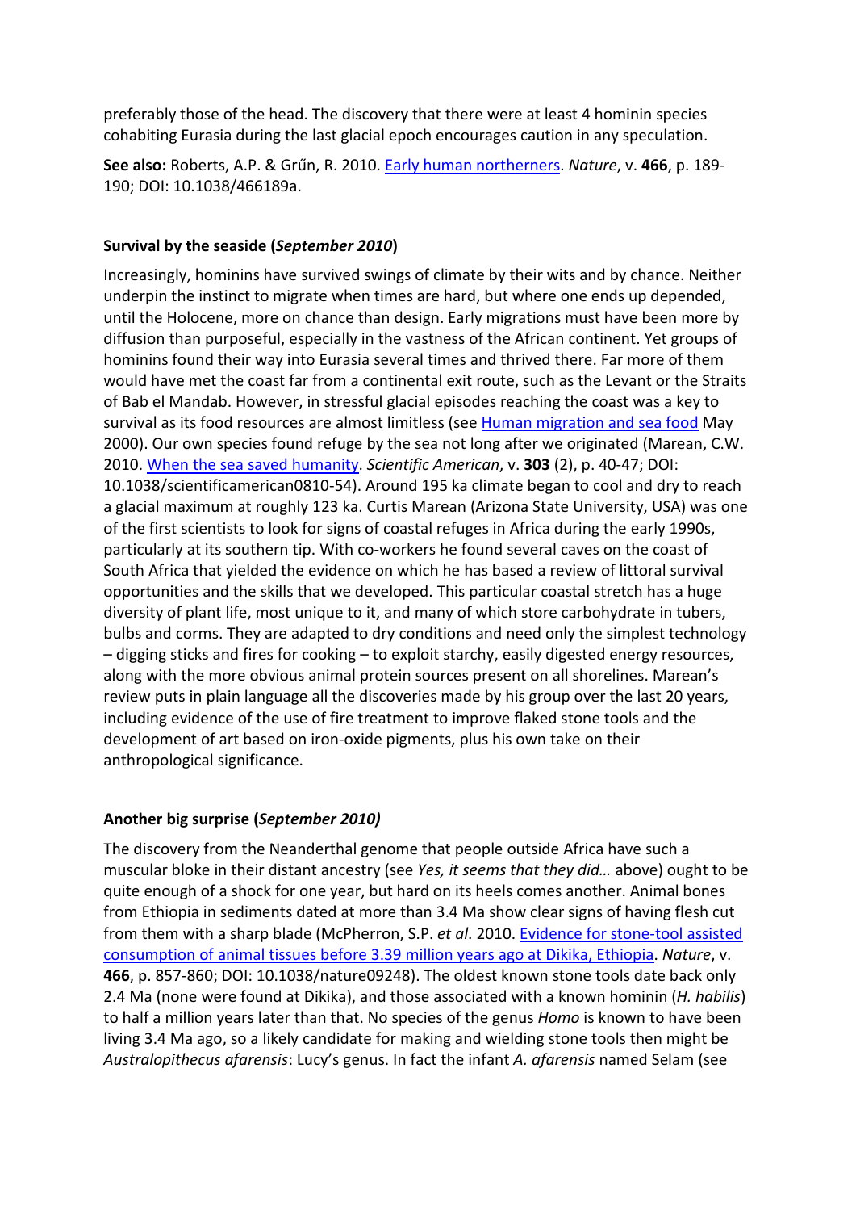preferably those of the head. The discovery that there were at least 4 hominin species cohabiting Eurasia during the last glacial epoch encourages caution in any speculation.

**See also:** Roberts, A.P. & Grűn, R. 2010. Early human northerners. *Nature*, v. **466**, p. 189-190; DOI: 10.1038/466189a.

**Survival by the seaside (*September 2010*)**

Increasingly, hominins have survived swings of climate by their wits and by chance. Neither underpin the instinct to migrate when times are hard, but where one ends up depended, until the Holocene, more on chance than design. Early migrations must have been more by diffusion than purposeful, especially in the vastness of the African continent. Yet groups of hominins found their way into Eurasia several times and thrived there. Far more of them would have met the coast far from a continental exit route, such as the Levant or the Straits of Bab el Mandab. However, in stressful glacial episodes reaching the coast was a key to survival as its food resources are almost limitless (see Human migration and sea food May 2000). Our own species found refuge by the sea not long after we originated (Marean, C.W. 2010. When the sea saved humanity. *Scientific American*, v. **303** (2), p. 40-47; DOI: 10.1038/scientificamerican0810-54). Around 195 ka climate began to cool and dry to reach a glacial maximum at roughly 123 ka. Curtis Marean (Arizona State University, USA) was one of the first scientists to look for signs of coastal refuges in Africa during the early 1990s, particularly at its southern tip. With co-workers he found several caves on the coast of South Africa that yielded the evidence on which he has based a review of littoral survival opportunities and the skills that we developed. This particular coastal stretch has a huge diversity of plant life, most unique to it, and many of which store carbohydrate in tubers, bulbs and corms. They are adapted to dry conditions and need only the simplest technology – digging sticks and fires for cooking – to exploit starchy, easily digested energy resources, along with the more obvious animal protein sources present on all shorelines. Marean's review puts in plain language all the discoveries made by his group over the last 20 years, including evidence of the use of fire treatment to improve flaked stone tools and the development of art based on iron-oxide pigments, plus his own take on their anthropological significance.

**Another big surprise (*September 2010)***

The discovery from the Neanderthal genome that people outside Africa have such a muscular bloke in their distant ancestry (see *Yes, it seems that they did…* above) ought to be quite enough of a shock for one year, but hard on its heels comes another. Animal bones from Ethiopia in sediments dated at more than 3.4 Ma show clear signs of having flesh cut from them with a sharp blade (McPherron, S.P. *et al*. 2010. Evidence for stone-tool assisted consumption of animal tissues before 3.39 million years ago at Dikika, Ethiopia. *Nature*, v. **466**, p. 857-860; DOI: 10.1038/nature09248). The oldest known stone tools date back only 2.4 Ma (none were found at Dikika), and those associated with a known hominin (*H. habilis*) to half a million years later than that. No species of the genus *Homo* is known to have been living 3.4 Ma ago, so a likely candidate for making and wielding stone tools then might be *Australopithecus afarensis*: Lucy's genus. In fact the infant *A. afarensis* named Selam (see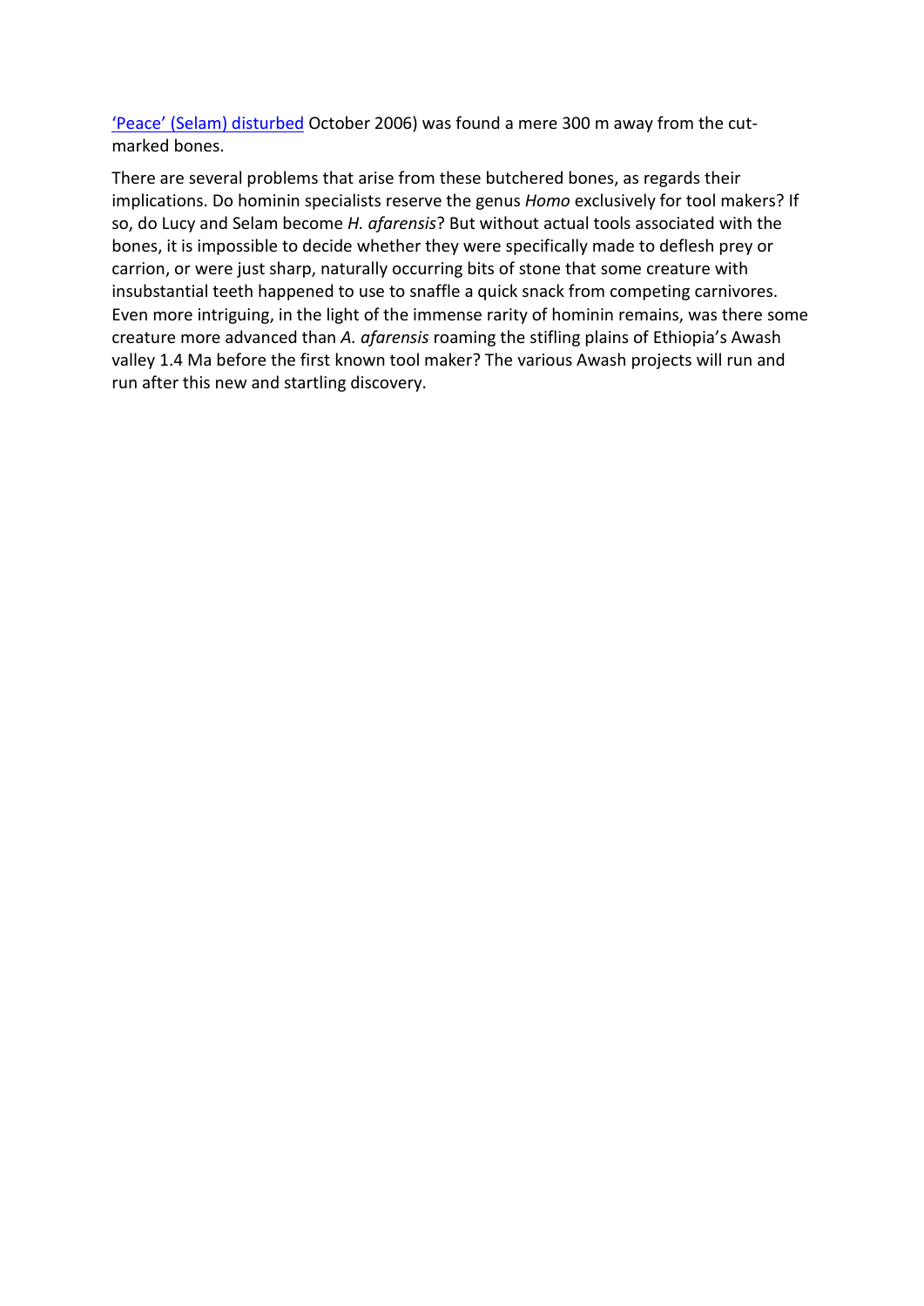'Peace' (Selam) disturbed October 2006) was found a mere 300 m away from the cut-marked bones.

There are several problems that arise from these butchered bones, as regards their implications. Do hominin specialists reserve the genus *Homo* exclusively for tool makers? If so, do Lucy and Selam become *H. afarensis*? But without actual tools associated with the bones, it is impossible to decide whether they were specifically made to deflesh prey or carrion, or were just sharp, naturally occurring bits of stone that some creature with insubstantial teeth happened to use to snaffle a quick snack from competing carnivores. Even more intriguing, in the light of the immense rarity of hominin remains, was there some creature more advanced than *A. afarensis* roaming the stifling plains of Ethiopia's Awash valley 1.4 Ma before the first known tool maker? The various Awash projects will run and run after this new and startling discovery.